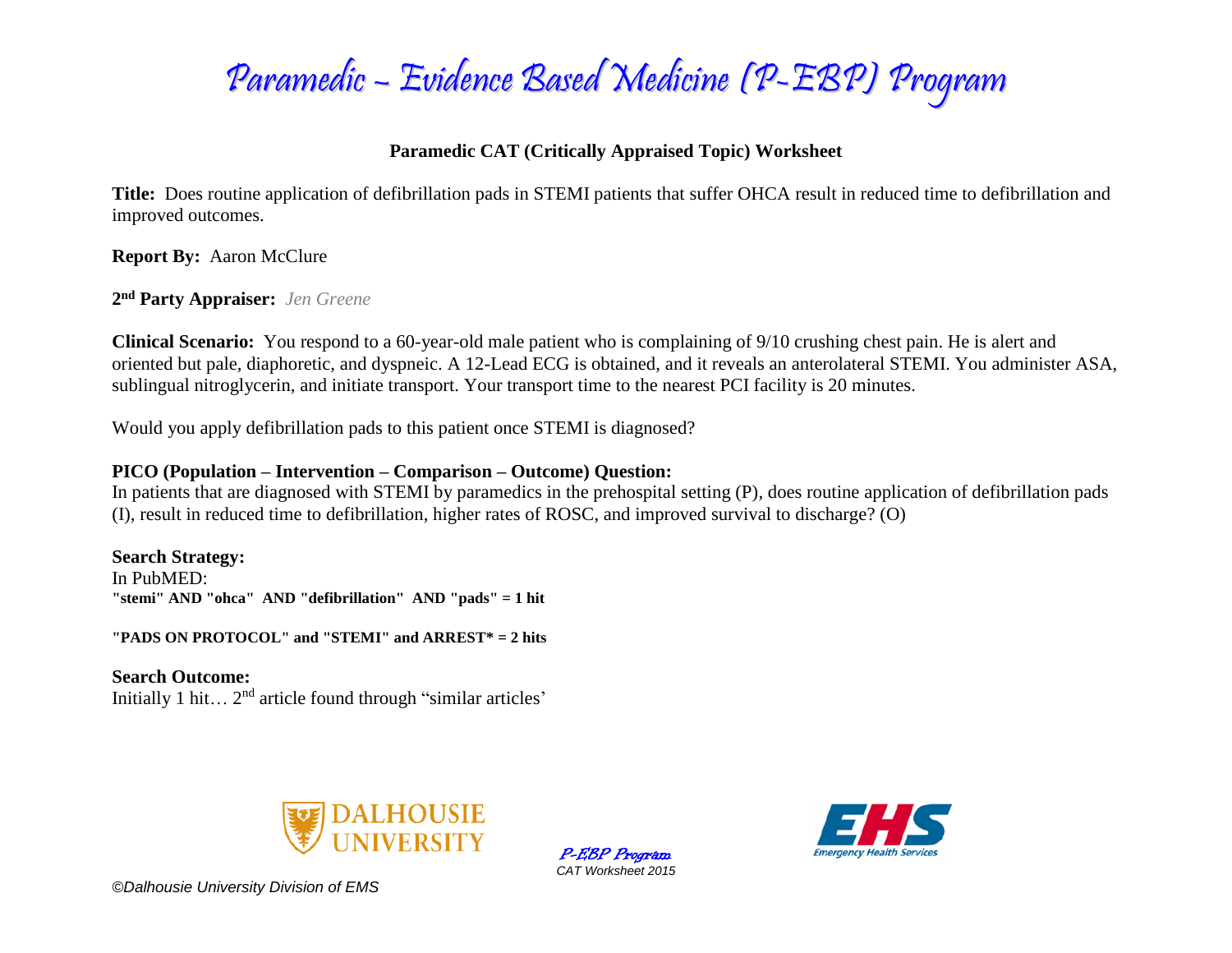# Paramedic – Evidence Based Medicine (P-EBP) Program

## Paramedic CAT (Critically Appraised Topic) Worksheet

**Title:** Does routine application of defibrillation pads in STEMI patients that suffer OHCA result in reduced time to defibrillation and improved outcomes.

**Report By:** Aaron McClure

**2nd Party Appraiser:** *Jen Greene*

**Clinical Scenario:** You respond to a 60-year-old male patient who is complaining of 9/10 crushing chest pain. He is alert and oriented but pale, diaphoretic, and dyspneic. A 12-Lead ECG is obtained, and it reveals an anterolateral STEMI. You administer ASA, sublingual nitroglycerin, and initiate transport. Your transport time to the nearest PCI facility is 20 minutes.

Would you apply defibrillation pads to this patient once STEMI is diagnosed?

**PICO (Population – Intervention – Comparison – Outcome) Question:**
In patients that are diagnosed with STEMI by paramedics in the prehospital setting (P), does routine application of defibrillation pads (I), result in reduced time to defibrillation, higher rates of ROSC, and improved survival to discharge? (O)

**Search Strategy:**
In PubMED:
**"stemi" AND "ohca" AND "defibrillation" AND "pads" = 1 hit**

**"PADS ON PROTOCOL" and "STEMI" and ARREST* = 2 hits**

**Search Outcome:**
Initially 1 hit… 2nd article found through "similar articles'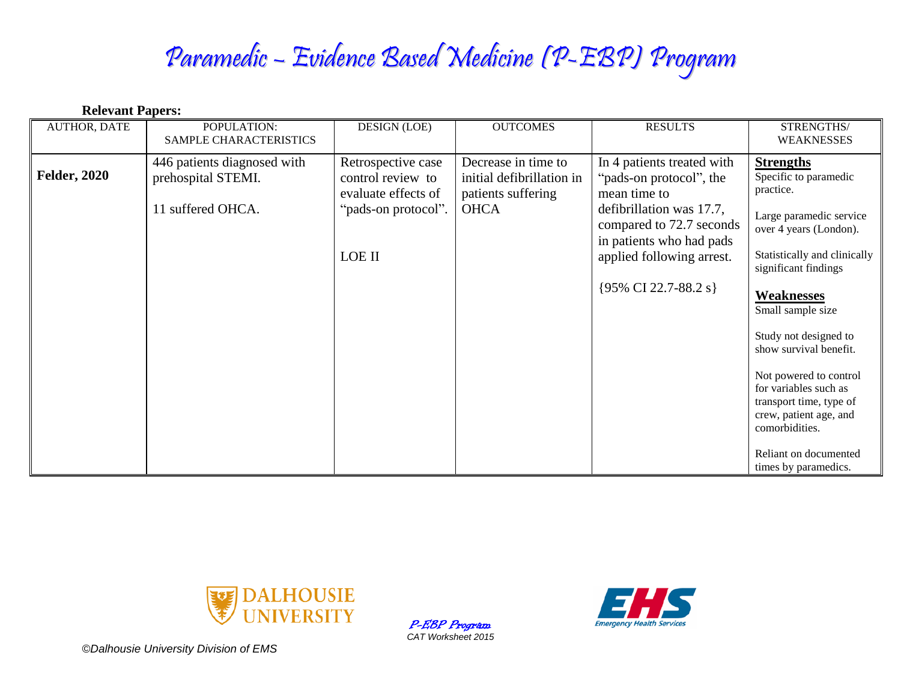# Paramedic – Evidence Based Medicine (P-EBP) Program

**Relevant Papers:**

| AUTHOR, DATE | POPULATION: SAMPLE CHARACTERISTICS | DESIGN (LOE) | OUTCOMES | RESULTS | STRENGTHS/ WEAKNESSES |
|---|---|---|---|---|---|
| **Felder, 2020** | 446 patients diagnosed with prehospital STEMI.<br><br>11 suffered OHCA. | Retrospective case control review to evaluate effects of "pads-on protocol".<br><br>LOE II | Decrease in time to initial defibrillation in patients suffering OHCA | In 4 patients treated with "pads-on protocol", the mean time to defibrillation was 17.7, compared to 72.7 seconds in patients who had pads applied following arrest.<br><br>{95% CI 22.7-88.2 s} | **Strengths**<br>Specific to paramedic practice.<br><br>Large paramedic service over 4 years (London).<br><br>Statistically and clinically significant findings<br><br>**Weaknesses**<br>Small sample size<br><br>Study not designed to show survival benefit.<br><br>Not powered to control for variables such as transport time, type of crew, patient age, and comorbidities.<br><br>Reliant on documented times by paramedics. |

DALHOUSIE UNIVERSITY

*P-EBP Program*
*CAT Worksheet 2015*

EHS Emergency Health Services

*©Dalhousie University Division of EMS*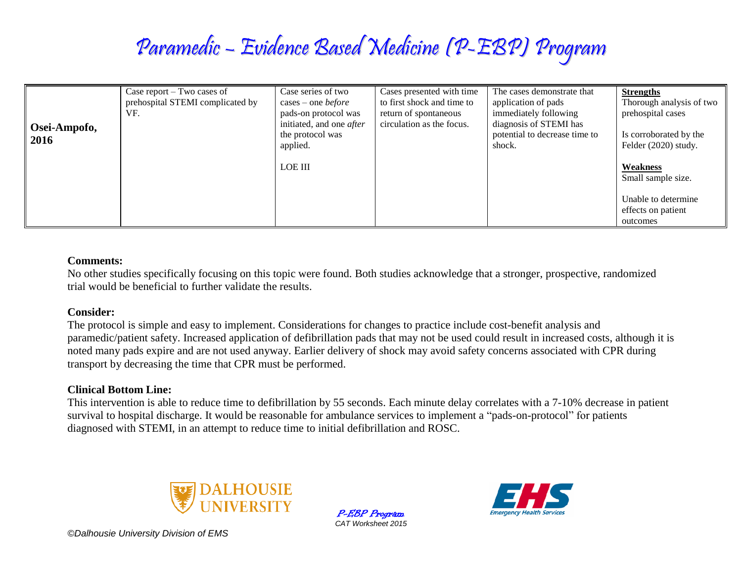| Osei-Ampofo, 2016 | Case report – Two cases of prehospital STEMI complicated by VF. | Case series of two cases – one *before* pads-on protocol was initiated, and one *after* the protocol was applied.<br><br>LOE III | Cases presented with time to first shock and time to return of spontaneous circulation as the focus. | The cases demonstrate that application of pads immediately following diagnosis of STEMI has potential to decrease time to shock. | **Strengths**<br>Thorough analysis of two prehospital cases<br><br>Is corroborated by the Felder (2020) study.<br><br>**Weakness**<br>Small sample size.<br><br>Unable to determine effects on patient outcomes |
|---|---|---|---|---|---|

**Comments:**
No other studies specifically focusing on this topic were found. Both studies acknowledge that a stronger, prospective, randomized trial would be beneficial to further validate the results.

**Consider:**
The protocol is simple and easy to implement. Considerations for changes to practice include cost-benefit analysis and paramedic/patient safety. Increased application of defibrillation pads that may not be used could result in increased costs, although it is noted many pads expire and are not used anyway. Earlier delivery of shock may avoid safety concerns associated with CPR during transport by decreasing the time that CPR must be performed.

**Clinical Bottom Line:**
This intervention is able to reduce time to defibrillation by 55 seconds. Each minute delay correlates with a 7-10% decrease in patient survival to hospital discharge. It would be reasonable for ambulance services to implement a “pads-on-protocol” for patients diagnosed with STEMI, in an attempt to reduce time to initial defibrillation and ROSC.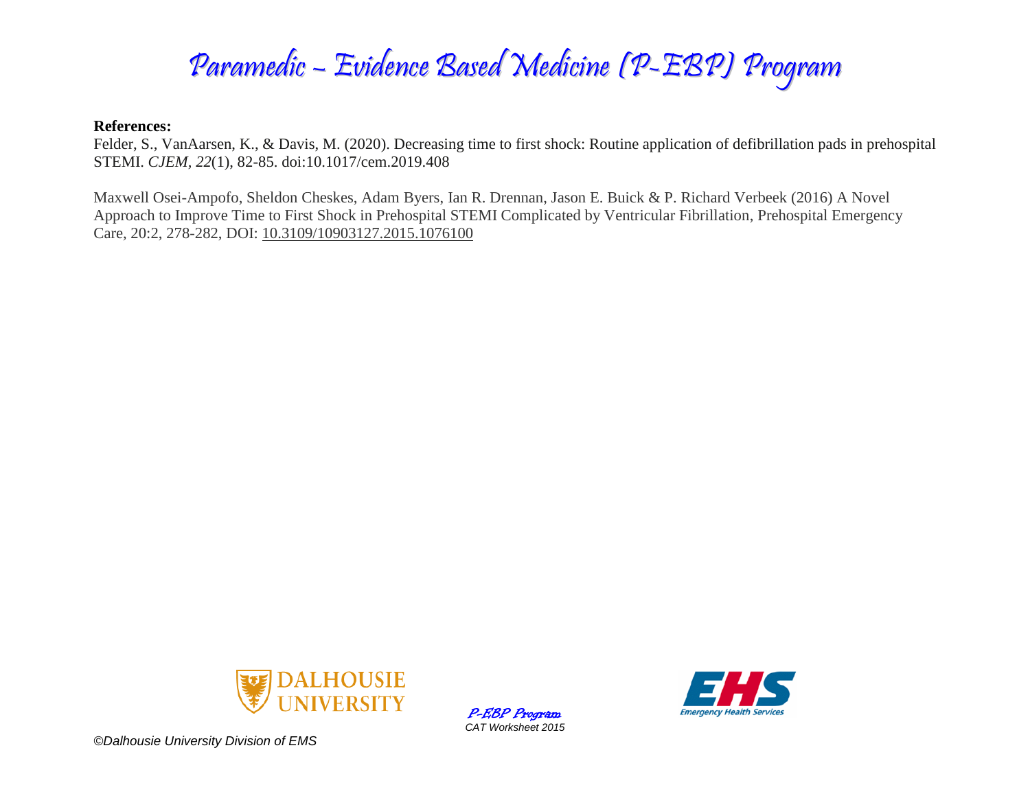**References:**

Felder, S., VanAarsen, K., & Davis, M. (2020). Decreasing time to first shock: Routine application of defibrillation pads in prehospital STEMI. *CJEM, 22*(1), 82-85. doi:10.1017/cem.2019.408

Maxwell Osei-Ampofo, Sheldon Cheskes, Adam Byers, Ian R. Drennan, Jason E. Buick & P. Richard Verbeek (2016) A Novel Approach to Improve Time to First Shock in Prehospital STEMI Complicated by Ventricular Fibrillation, Prehospital Emergency Care, 20:2, 278-282, DOI: 10.3109/10903127.2015.1076100